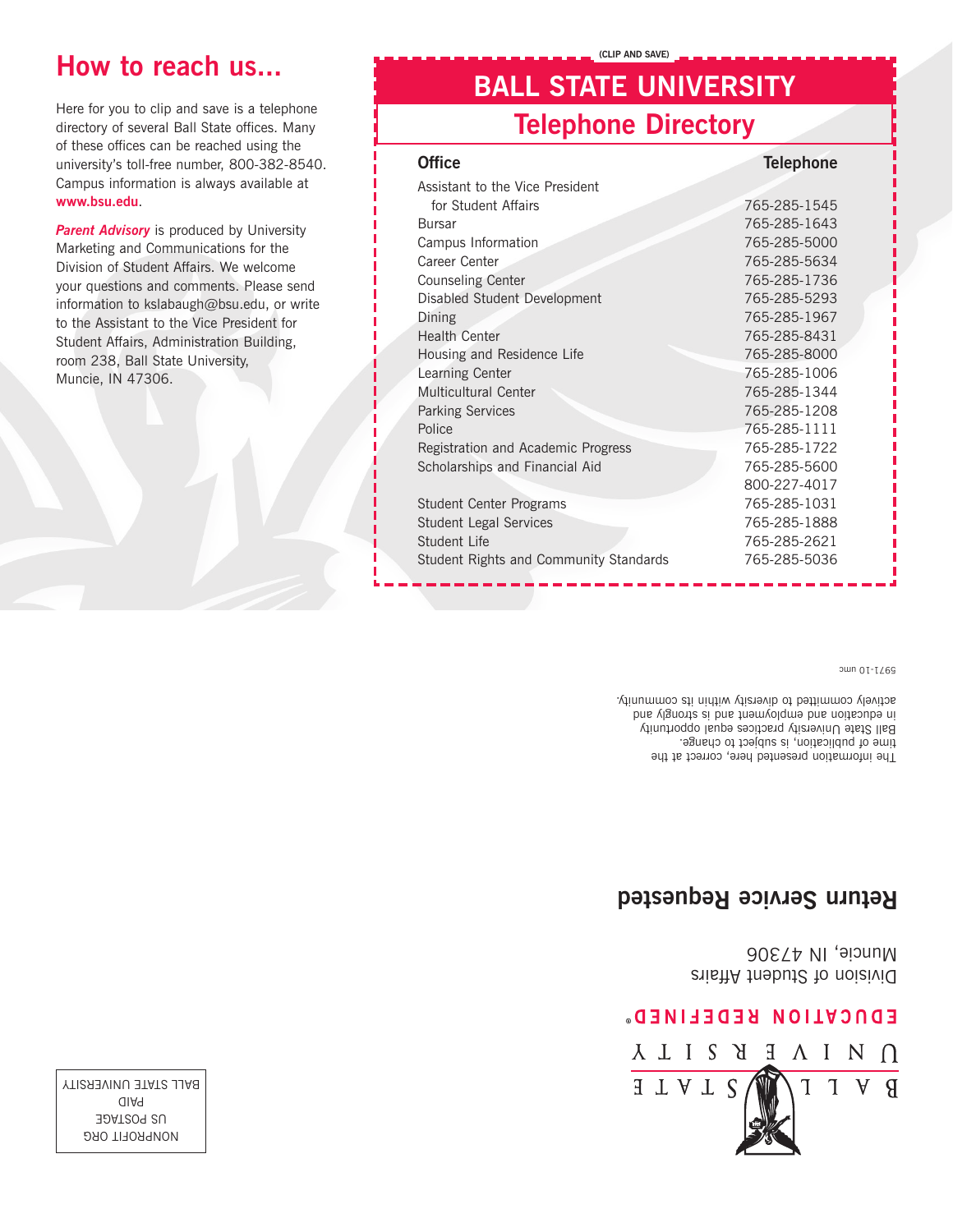## How to reach us...

Here for you to clip and save is a telephone directory of several Ball State offices. Many of these offices can be reached using the university's toll-free number, 800-382-8540. Campus information is always available at **www.bsu.edu**.

***Parent Advisory*** is produced by University Marketing and Communications for the Division of Student Affairs. We welcome your questions and comments. Please send information to kslabaugh@bsu.edu, or write to the Assistant to the Vice President for Student Affairs, Administration Building, room 238, Ball State University, Muncie, IN 47306.

(CLIP AND SAVE)

# BALL STATE UNIVERSITY

## Telephone Directory

| Office | Telephone |
|---|---|
| Assistant to the Vice President for Student Affairs | 765-285-1545 |
| Bursar | 765-285-1643 |
| Campus Information | 765-285-5000 |
| Career Center | 765-285-5634 |
| Counseling Center | 765-285-1736 |
| Disabled Student Development | 765-285-5293 |
| Dining | 765-285-1967 |
| Health Center | 765-285-8431 |
| Housing and Residence Life | 765-285-8000 |
| Learning Center | 765-285-1006 |
| Multicultural Center | 765-285-1344 |
| Parking Services | 765-285-1208 |
| Police | 765-285-1111 |
| Registration and Academic Progress | 765-285-1722 |
| Scholarships and Financial Aid | 765-285-5600<br>800-227-4017 |
| Student Center Programs | 765-285-1031 |
| Student Legal Services | 765-285-1888 |
| Student Life | 765-285-2621 |
| Student Rights and Community Standards | 765-285-5036 |

The information presented here, correct at the time of publication, is subject to change. Ball State University practices equal opportunity in education and employment and is strongly and actively committed to diversity within its community.

5971-10 umc

**Return Service Requested**

BALL STATE UNIVERSITY

EDUCATION REDEFINED®

Division of Student Affairs
Muncie, IN 47306

NONPROFIT ORG
US POSTAGE
PAID
BALL STATE UNIVERSITY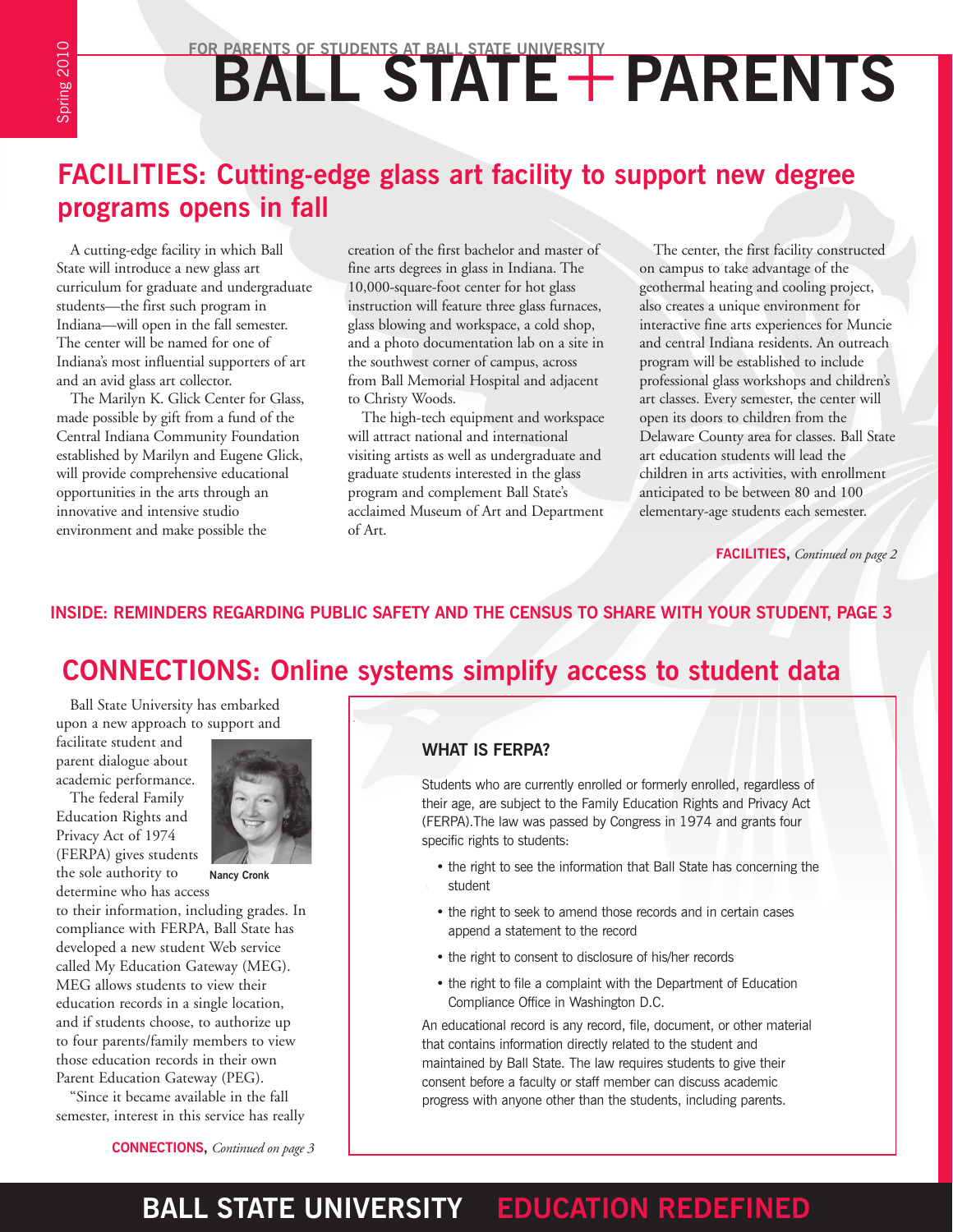FOR PARENTS OF STUDENTS AT BALL STATE UNIVERSITY

# BALL STATE + PARENTS

Spring 2010

## FACILITIES: Cutting-edge glass art facility to support new degree programs opens in fall

A cutting-edge facility in which Ball State will introduce a new glass art curriculum for graduate and undergraduate students—the first such program in Indiana—will open in the fall semester. The center will be named for one of Indiana's most influential supporters of art and an avid glass art collector.

The Marilyn K. Glick Center for Glass, made possible by gift from a fund of the Central Indiana Community Foundation established by Marilyn and Eugene Glick, will provide comprehensive educational opportunities in the arts through an innovative and intensive studio environment and make possible the creation of the first bachelor and master of fine arts degrees in glass in Indiana. The 10,000-square-foot center for hot glass instruction will feature three glass furnaces, glass blowing and workspace, a cold shop, and a photo documentation lab on a site in the southwest corner of campus, across from Ball Memorial Hospital and adjacent to Christy Woods.

The high-tech equipment and workspace will attract national and international visiting artists as well as undergraduate and graduate students interested in the glass program and complement Ball State's acclaimed Museum of Art and Department of Art.

The center, the first facility constructed on campus to take advantage of the geothermal heating and cooling project, also creates a unique environment for interactive fine arts experiences for Muncie and central Indiana residents. An outreach program will be established to include professional glass workshops and children's art classes. Every semester, the center will open its doors to children from the Delaware County area for classes. Ball State art education students will lead the children in arts activities, with enrollment anticipated to be between 80 and 100 elementary-age students each semester.

**FACILITIES,** *Continued on page 2*

**INSIDE: REMINDERS REGARDING PUBLIC SAFETY AND THE CENSUS TO SHARE WITH YOUR STUDENT, PAGE 3**

## CONNECTIONS: Online systems simplify access to student data

Ball State University has embarked upon a new approach to support and facilitate student and parent dialogue about academic performance.

The federal Family Education Rights and Privacy Act of 1974 (FERPA) gives students the sole authority to determine who has access to their information, including grades. In compliance with FERPA, Ball State has developed a new student Web service called My Education Gateway (MEG). MEG allows students to view their education records in a single location, and if students choose, to authorize up to four parents/family members to view those education records in their own Parent Education Gateway (PEG).

Nancy Cronk

"Since it became available in the fall semester, interest in this service has really

**CONNECTIONS,** *Continued on page 3*

### WHAT IS FERPA?

Students who are currently enrolled or formerly enrolled, regardless of their age, are subject to the Family Education Rights and Privacy Act (FERPA).The law was passed by Congress in 1974 and grants four specific rights to students:

- the right to see the information that Ball State has concerning the student
- the right to seek to amend those records and in certain cases append a statement to the record
- the right to consent to disclosure of his/her records
- the right to file a complaint with the Department of Education Compliance Office in Washington D.C.

An educational record is any record, file, document, or other material that contains information directly related to the student and maintained by Ball State. The law requires students to give their consent before a faculty or staff member can discuss academic progress with anyone other than the students, including parents.

BALL STATE UNIVERSITY EDUCATION REDEFINED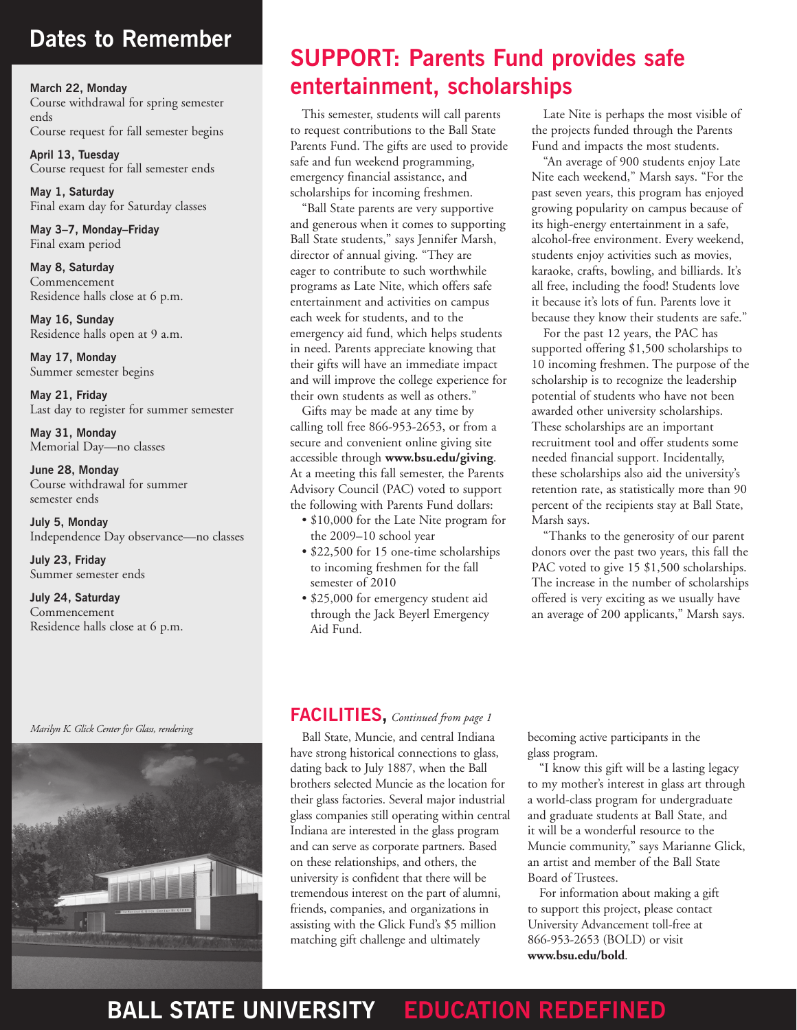## Dates to Remember

**March 22, Monday**
Course withdrawal for spring semester ends
Course request for fall semester begins

**April 13, Tuesday**
Course request for fall semester ends

**May 1, Saturday**
Final exam day for Saturday classes

**May 3–7, Monday–Friday**
Final exam period

**May 8, Saturday**
Commencement
Residence halls close at 6 p.m.

**May 16, Sunday**
Residence halls open at 9 a.m.

**May 17, Monday**
Summer semester begins

**May 21, Friday**
Last day to register for summer semester

**May 31, Monday**
Memorial Day—no classes

**June 28, Monday**
Course withdrawal for summer semester ends

**July 5, Monday**
Independence Day observance—no classes

**July 23, Friday**
Summer semester ends

**July 24, Saturday**
Commencement
Residence halls close at 6 p.m.

*Marilyn K. Glick Center for Glass, rendering*

# SUPPORT: Parents Fund provides safe entertainment, scholarships

This semester, students will call parents to request contributions to the Ball State Parents Fund. The gifts are used to provide safe and fun weekend programming, emergency financial assistance, and scholarships for incoming freshmen.

"Ball State parents are very supportive and generous when it comes to supporting Ball State students," says Jennifer Marsh, director of annual giving. "They are eager to contribute to such worthwhile programs as Late Nite, which offers safe entertainment and activities on campus each week for students, and to the emergency aid fund, which helps students in need. Parents appreciate knowing that their gifts will have an immediate impact and will improve the college experience for their own students as well as others."

Gifts may be made at any time by calling toll free 866-953-2653, or from a secure and convenient online giving site accessible through **www.bsu.edu/giving**. At a meeting this fall semester, the Parents Advisory Council (PAC) voted to support the following with Parents Fund dollars:

- $10,000 for the Late Nite program for the 2009–10 school year
- $22,500 for 15 one-time scholarships to incoming freshmen for the fall semester of 2010
- $25,000 for emergency student aid through the Jack Beyerl Emergency Aid Fund.

Late Nite is perhaps the most visible of the projects funded through the Parents Fund and impacts the most students.

"An average of 900 students enjoy Late Nite each weekend," Marsh says. "For the past seven years, this program has enjoyed growing popularity on campus because of its high-energy entertainment in a safe, alcohol-free environment. Every weekend, students enjoy activities such as movies, karaoke, crafts, bowling, and billiards. It's all free, including the food! Students love it because it's lots of fun. Parents love it because they know their students are safe."

For the past 12 years, the PAC has supported offering $1,500 scholarships to 10 incoming freshmen. The purpose of the scholarship is to recognize the leadership potential of students who have not been awarded other university scholarships. These scholarships are an important recruitment tool and offer students some needed financial support. Incidentally, these scholarships also aid the university's retention rate, as statistically more than 90 percent of the recipients stay at Ball State, Marsh says.

"Thanks to the generosity of our parent donors over the past two years, this fall the PAC voted to give 15 $1,500 scholarships. The increase in the number of scholarships offered is very exciting as we usually have an average of 200 applicants," Marsh says.

## FACILITIES, *Continued from page 1*

Ball State, Muncie, and central Indiana have strong historical connections to glass, dating back to July 1887, when the Ball brothers selected Muncie as the location for their glass factories. Several major industrial glass companies still operating within central Indiana are interested in the glass program and can serve as corporate partners. Based on these relationships, and others, the university is confident that there will be tremendous interest on the part of alumni, friends, companies, and organizations in assisting with the Glick Fund's $5 million matching gift challenge and ultimately becoming active participants in the glass program.

"I know this gift will be a lasting legacy to my mother's interest in glass art through a world-class program for undergraduate and graduate students at Ball State, and it will be a wonderful resource to the Muncie community," says Marianne Glick, an artist and member of the Ball State Board of Trustees.

For information about making a gift to support this project, please contact University Advancement toll-free at 866-953-2653 (BOLD) or visit **www.bsu.edu/bold**.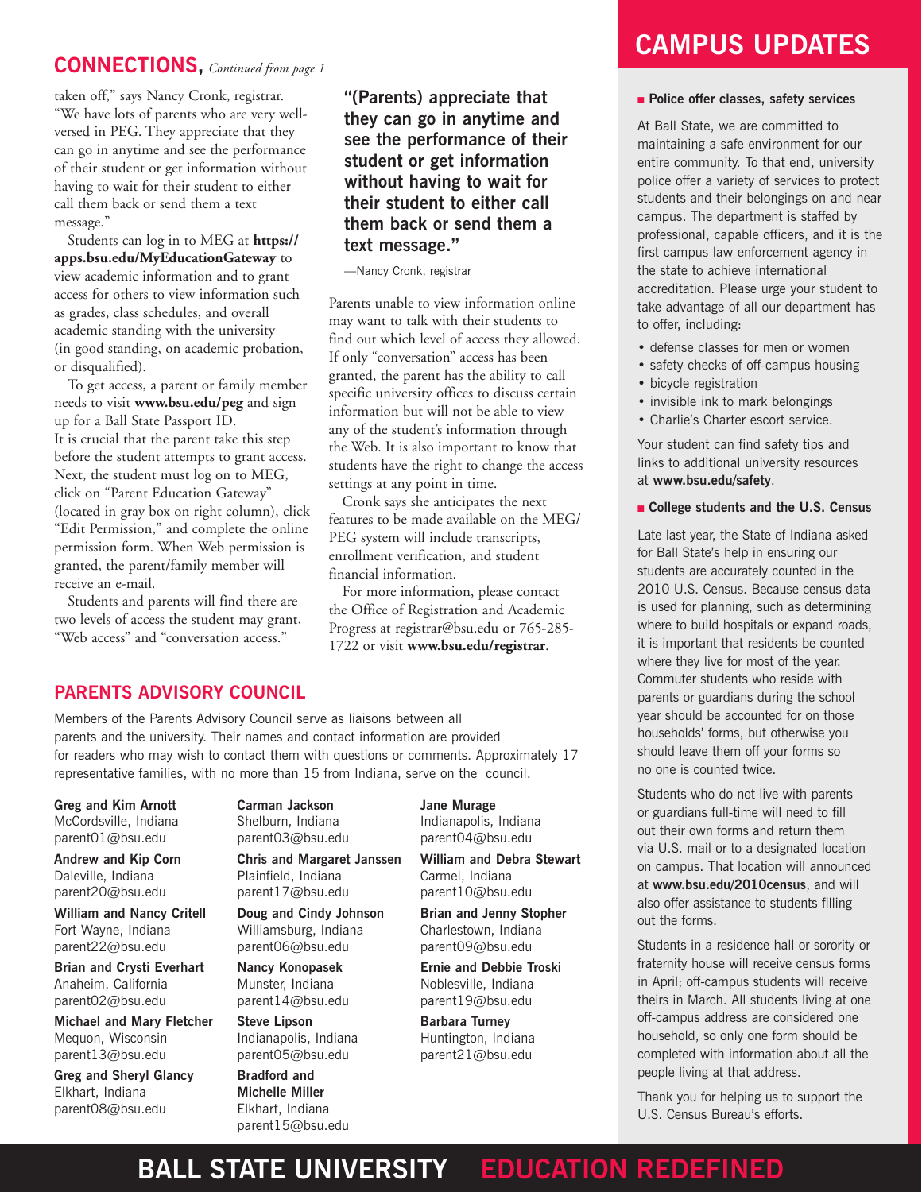## CONNECTIONS, *Continued from page 1*

taken off," says Nancy Cronk, registrar. "We have lots of parents who are very well-versed in PEG. They appreciate that they can go in anytime and see the performance of their student or get information without having to wait for their student to either call them back or send them a text message."

Students can log in to MEG at **https://apps.bsu.edu/MyEducationGateway** to view academic information and to grant access for others to view information such as grades, class schedules, and overall academic standing with the university (in good standing, on academic probation, or disqualified).

To get access, a parent or family member needs to visit **www.bsu.edu/peg** and sign up for a Ball State Passport ID. It is crucial that the parent take this step before the student attempts to grant access. Next, the student must log on to MEG, click on "Parent Education Gateway" (located in gray box on right column), click "Edit Permission," and complete the online permission form. When Web permission is granted, the parent/family member will receive an e-mail.

Students and parents will find there are two levels of access the student may grant, "Web access" and "conversation access."

**"(Parents) appreciate that they can go in anytime and see the performance of their student or get information without having to wait for their student to either call them back or send them a text message."**

—Nancy Cronk, registrar

Parents unable to view information online may want to talk with their students to find out which level of access they allowed. If only "conversation" access has been granted, the parent has the ability to call specific university offices to discuss certain information but will not be able to view any of the student's information through the Web. It is also important to know that students have the right to change the access settings at any point in time.

Cronk says she anticipates the next features to be made available on the MEG/PEG system will include transcripts, enrollment verification, and student financial information.

For more information, please contact the Office of Registration and Academic Progress at registrar@bsu.edu or 765-285-1722 or visit **www.bsu.edu/registrar**.

## PARENTS ADVISORY COUNCIL

Members of the Parents Advisory Council serve as liaisons between all parents and the university. Their names and contact information are provided for readers who may wish to contact them with questions or comments. Approximately 17 representative families, with no more than 15 from Indiana, serve on the council.

**Greg and Kim Arnott**
McCordsville, Indiana
parent01@bsu.edu

**Andrew and Kip Corn**
Daleville, Indiana
parent20@bsu.edu

**William and Nancy Critell**
Fort Wayne, Indiana
parent22@bsu.edu

**Brian and Crysti Everhart**
Anaheim, California
parent02@bsu.edu

**Michael and Mary Fletcher**
Mequon, Wisconsin
parent13@bsu.edu

**Greg and Sheryl Glancy**
Elkhart, Indiana
parent08@bsu.edu

**Carman Jackson**
Shelburn, Indiana
parent03@bsu.edu

**Chris and Margaret Janssen**
Plainfield, Indiana
parent17@bsu.edu

**Doug and Cindy Johnson**
Williamsburg, Indiana
parent06@bsu.edu

**Nancy Konopasek**
Munster, Indiana
parent14@bsu.edu

**Steve Lipson**
Indianapolis, Indiana
parent05@bsu.edu

**Bradford and Michelle Miller**
Elkhart, Indiana
parent15@bsu.edu

**Jane Murage**
Indianapolis, Indiana
parent04@bsu.edu

**William and Debra Stewart**
Carmel, Indiana
parent10@bsu.edu

**Brian and Jenny Stopher**
Charlestown, Indiana
parent09@bsu.edu

**Ernie and Debbie Troski**
Noblesville, Indiana
parent19@bsu.edu

**Barbara Turney**
Huntington, Indiana
parent21@bsu.edu

## CAMPUS UPDATES

### Police offer classes, safety services

At Ball State, we are committed to maintaining a safe environment for our entire community. To that end, university police offer a variety of services to protect students and their belongings on and near campus. The department is staffed by professional, capable officers, and it is the first campus law enforcement agency in the state to achieve international accreditation. Please urge your student to take advantage of all our department has to offer, including:

- defense classes for men or women
- safety checks of off-campus housing
- bicycle registration
- invisible ink to mark belongings
- Charlie's Charter escort service.

Your student can find safety tips and links to additional university resources at **www.bsu.edu/safety**.

### College students and the U.S. Census

Late last year, the State of Indiana asked for Ball State's help in ensuring our students are accurately counted in the 2010 U.S. Census. Because census data is used for planning, such as determining where to build hospitals or expand roads, it is important that residents be counted where they live for most of the year. Commuter students who reside with parents or guardians during the school year should be accounted for on those households' forms, but otherwise you should leave them off your forms so no one is counted twice.

Students who do not live with parents or guardians full-time will need to fill out their own forms and return them via U.S. mail or to a designated location on campus. That location will announced at **www.bsu.edu/2010census**, and will also offer assistance to students filling out the forms.

Students in a residence hall or sorority or fraternity house will receive census forms in April; off-campus students will receive theirs in March. All students living at one off-campus address are considered one household, so only one form should be completed with information about all the people living at that address.

Thank you for helping us to support the U.S. Census Bureau's efforts.

**BALL STATE UNIVERSITY EDUCATION REDEFINED**